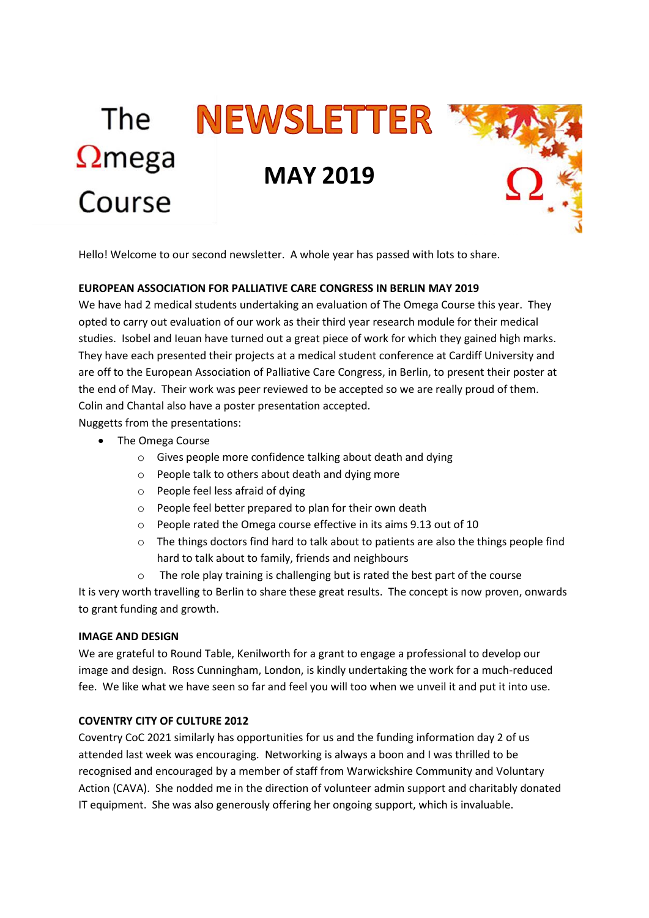# The Ωmega Course

# NEWSLETTER

## MAY 2019

Hello! Welcome to our second newsletter. A whole year has passed with lots to share.

**EUROPEAN ASSOCIATION FOR PALLIATIVE CARE CONGRESS IN BERLIN MAY 2019**

We have had 2 medical students undertaking an evaluation of The Omega Course this year. They opted to carry out evaluation of our work as their third year research module for their medical studies. Isobel and Ieuan have turned out a great piece of work for which they gained high marks. They have each presented their projects at a medical student conference at Cardiff University and are off to the European Association of Palliative Care Congress, in Berlin, to present their poster at the end of May. Their work was peer reviewed to be accepted so we are really proud of them. Colin and Chantal also have a poster presentation accepted.

Nuggetts from the presentations:

- The Omega Course
    - Gives people more confidence talking about death and dying
    - People talk to others about death and dying more
    - People feel less afraid of dying
    - People feel better prepared to plan for their own death
    - People rated the Omega course effective in its aims 9.13 out of 10
    - The things doctors find hard to talk about to patients are also the things people find hard to talk about to family, friends and neighbours
    - The role play training is challenging but is rated the best part of the course

It is very worth travelling to Berlin to share these great results. The concept is now proven, onwards to grant funding and growth.

**IMAGE AND DESIGN**

We are grateful to Round Table, Kenilworth for a grant to engage a professional to develop our image and design. Ross Cunningham, London, is kindly undertaking the work for a much-reduced fee. We like what we have seen so far and feel you will too when we unveil it and put it into use.

**COVENTRY CITY OF CULTURE 2012**

Coventry CoC 2021 similarly has opportunities for us and the funding information day 2 of us attended last week was encouraging. Networking is always a boon and I was thrilled to be recognised and encouraged by a member of staff from Warwickshire Community and Voluntary Action (CAVA). She nodded me in the direction of volunteer admin support and charitably donated IT equipment. She was also generously offering her ongoing support, which is invaluable.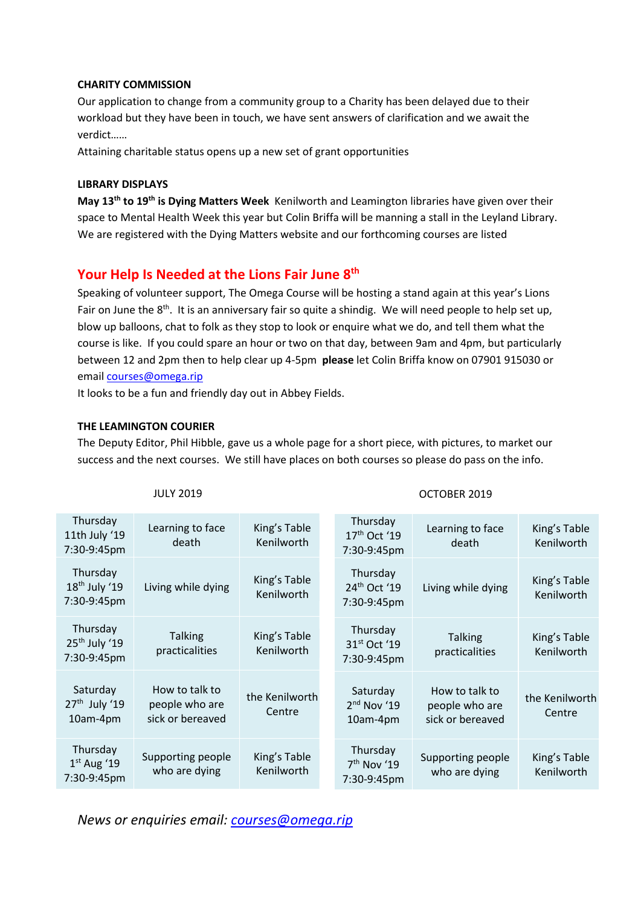**CHARITY COMMISSION**

Our application to change from a community group to a Charity has been delayed due to their workload but they have been in touch, we have sent answers of clarification and we await the verdict……

Attaining charitable status opens up a new set of grant opportunities

**LIBRARY DISPLAYS**

**May 13th to 19th is Dying Matters Week** Kenilworth and Leamington libraries have given over their space to Mental Health Week this year but Colin Briffa will be manning a stall in the Leyland Library. We are registered with the Dying Matters website and our forthcoming courses are listed

## Your Help Is Needed at the Lions Fair June 8th

Speaking of volunteer support, The Omega Course will be hosting a stand again at this year's Lions Fair on June the 8th. It is an anniversary fair so quite a shindig. We will need people to help set up, blow up balloons, chat to folk as they stop to look or enquire what we do, and tell them what the course is like. If you could spare an hour or two on that day, between 9am and 4pm, but particularly between 12 and 2pm then to help clear up 4-5pm **please** let Colin Briffa know on 07901 915030 or email courses@omega.rip

It looks to be a fun and friendly day out in Abbey Fields.

**THE LEAMINGTON COURIER**

The Deputy Editor, Phil Hibble, gave us a whole page for a short piece, with pictures, to market our success and the next courses. We still have places on both courses so please do pass on the info.

JULY 2019

| | | |
|---|---|---|
| Thursday 11th July '19 7:30-9:45pm | Learning to face death | King's Table Kenilworth |
| Thursday 18th July '19 7:30-9:45pm | Living while dying | King's Table Kenilworth |
| Thursday 25th July '19 7:30-9:45pm | Talking practicalities | King's Table Kenilworth |
| Saturday 27th July '19 10am-4pm | How to talk to people who are sick or bereaved | the Kenilworth Centre |
| Thursday 1st Aug '19 7:30-9:45pm | Supporting people who are dying | King's Table Kenilworth |

OCTOBER 2019

| | | |
|---|---|---|
| Thursday 17th Oct '19 7:30-9:45pm | Learning to face death | King's Table Kenilworth |
| Thursday 24th Oct '19 7:30-9:45pm | Living while dying | King's Table Kenilworth |
| Thursday 31st Oct '19 7:30-9:45pm | Talking practicalities | King's Table Kenilworth |
| Saturday 2nd Nov '19 10am-4pm | How to talk to people who are sick or bereaved | the Kenilworth Centre |
| Thursday 7th Nov '19 7:30-9:45pm | Supporting people who are dying | King's Table Kenilworth |

*News or enquiries email: courses@omega.rip*